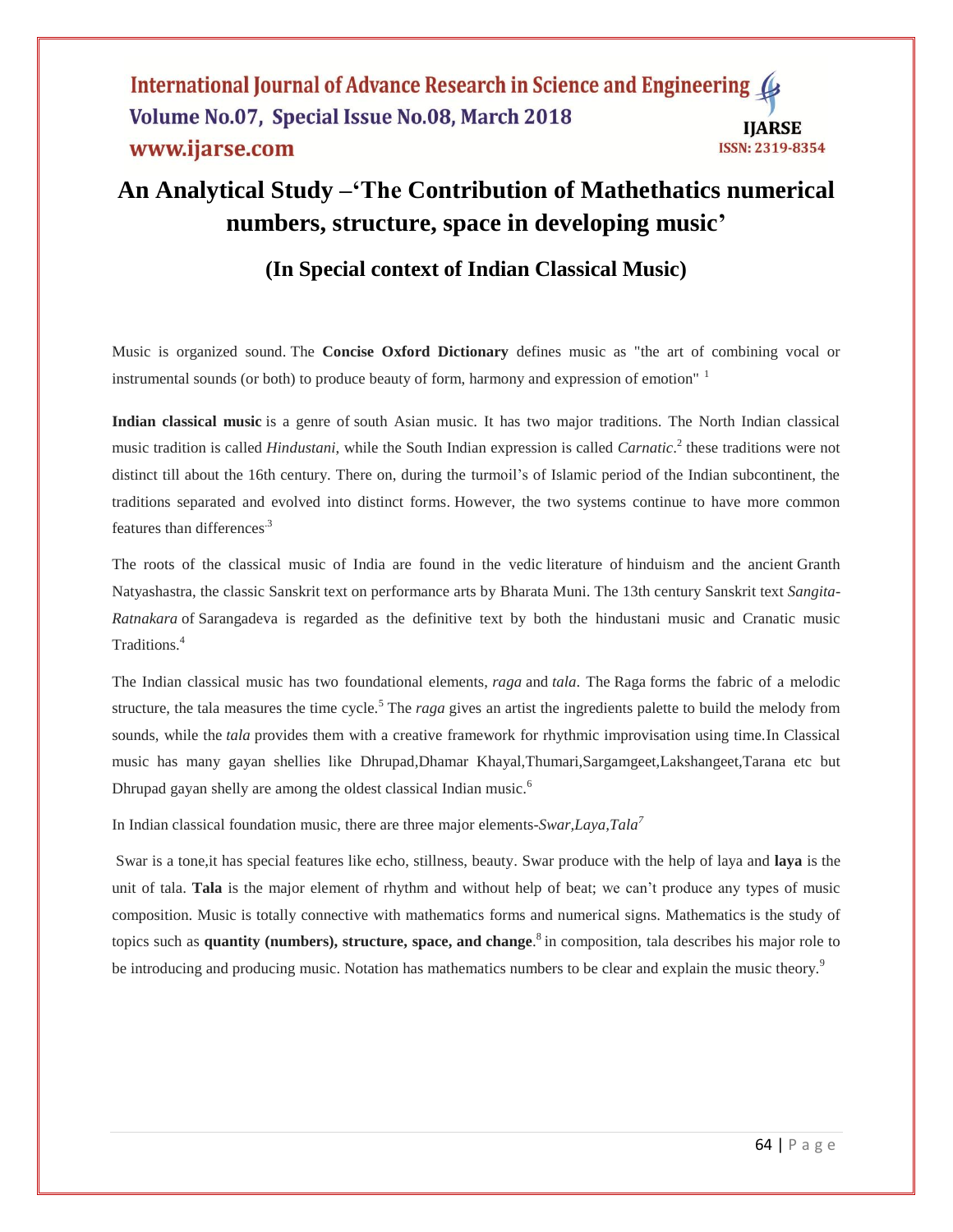# An Analytical Study –'The Contribution of Mathethatics numerical numbers, structure, space in developing music'

## (In Special context of Indian Classical Music)

Music is organized sound. The **Concise Oxford Dictionary** defines music as "the art of combining vocal or instrumental sounds (or both) to produce beauty of form, harmony and expression of emotion" [1]

**Indian classical music** is a genre of south Asian music. It has two major traditions. The North Indian classical music tradition is called *Hindustani*, while the South Indian expression is called *Carnatic*.[2] these traditions were not distinct till about the 16th century. There on, during the turmoil's of Islamic period of the Indian subcontinent, the traditions separated and evolved into distinct forms. However, the two systems continue to have more common features than differences.[3]

The roots of the classical music of India are found in the vedic literature of hinduism and the ancient Granth Natyashastra, the classic Sanskrit text on performance arts by Bharata Muni. The 13th century Sanskrit text *Sangita-Ratnakara* of Sarangadeva is regarded as the definitive text by both the hindustani music and Cranatic music Traditions.[4]

The Indian classical music has two foundational elements, *raga* and *tala*. The Raga forms the fabric of a melodic structure, the tala measures the time cycle.[5] The *raga* gives an artist the ingredients palette to build the melody from sounds, while the *tala* provides them with a creative framework for rhythmic improvisation using time.In Classical music has many gayan shellies like Dhrupad,Dhamar Khayal,Thumari,Sargamgeet,Lakshangeet,Tarana etc but Dhrupad gayan shelly are among the oldest classical Indian music.[6]

In Indian classical foundation music, there are three major elements-*Swar,Laya,Tala*[7]

Swar is a tone,it has special features like echo, stillness, beauty. Swar produce with the help of laya and **laya** is the unit of tala. **Tala** is the major element of rhythm and without help of beat; we can't produce any types of music composition. Music is totally connective with mathematics forms and numerical signs. Mathematics is the study of topics such as **quantity (numbers), structure, space, and change**.[8] in composition, tala describes his major role to be introducing and producing music. Notation has mathematics numbers to be clear and explain the music theory.[9]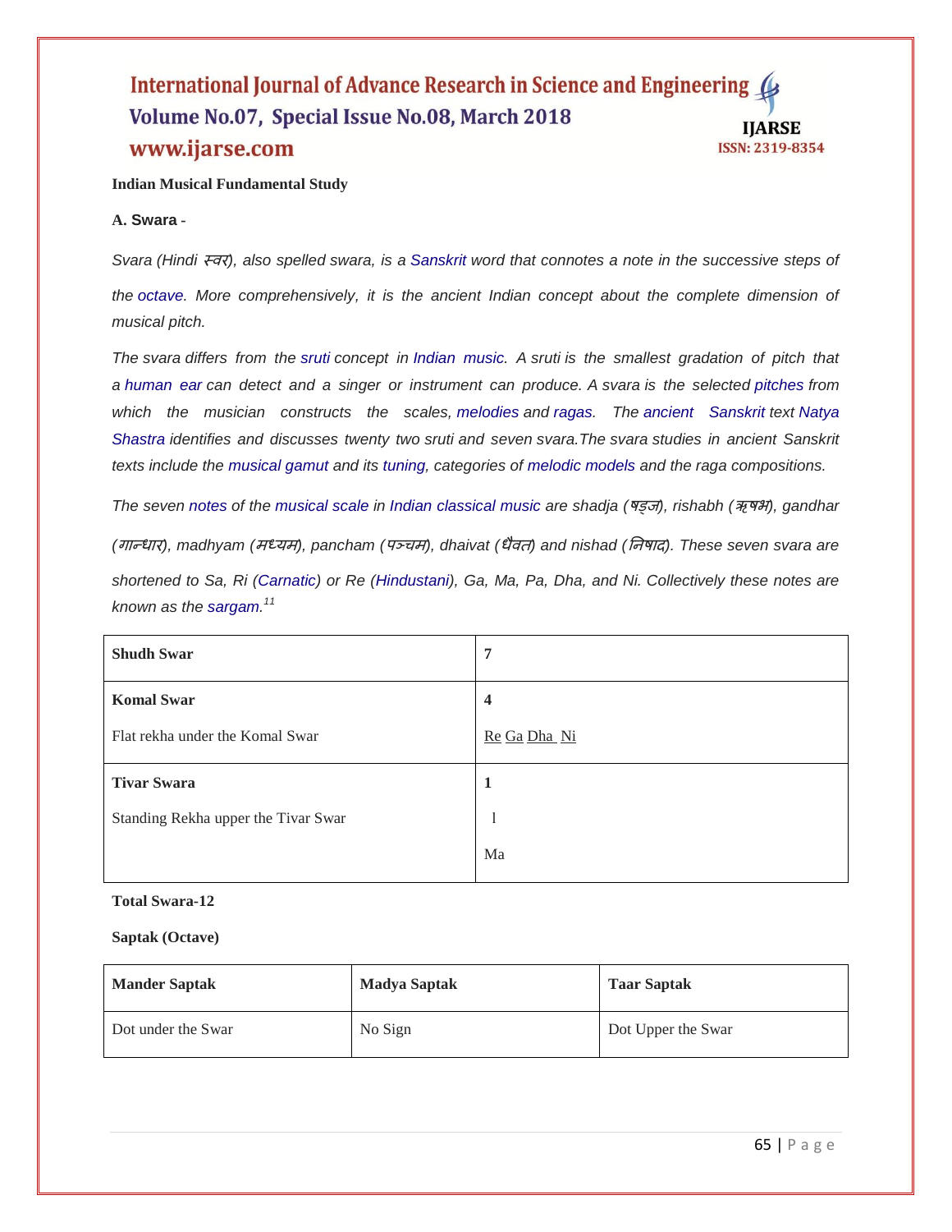**Indian Musical Fundamental Study**

**A. Swara** -

*Svara (Hindi स्वर), also spelled swara, is a Sanskrit word that connotes a note in the successive steps of the octave. More comprehensively, it is the ancient Indian concept about the complete dimension of musical pitch.*

*The svara differs from the sruti concept in Indian music. A sruti is the smallest gradation of pitch that a human ear can detect and a singer or instrument can produce. A svara is the selected pitches from which the musician constructs the scales, melodies and ragas. The ancient Sanskrit text Natya Shastra identifies and discusses twenty two sruti and seven svara.The svara studies in ancient Sanskrit texts include the musical gamut and its tuning, categories of melodic models and the raga compositions.*

*The seven notes of the musical scale in Indian classical music are shadja (षड्ज), rishabh (ऋषभ), gandhar (गान्धार), madhyam (मध्यम), pancham (पञ्चम), dhaivat (धैवत) and nishad (निषाद). These seven svara are shortened to Sa, Ri (Carnatic) or Re (Hindustani), Ga, Ma, Pa, Dha, and Ni. Collectively these notes are known as the sargam.*[11]

| **Shudh Swar** | **7** |
|---|---|
| **Komal Swar**<br>Flat rekha under the Komal Swar | **4**<br>Re Ga Dha Ni |
| **Tivar Swara**<br>Standing Rekha upper the Tivar Swar | **1**<br>l<br>Ma |

**Total Swara-12**

**Saptak (Octave)**

| **Mander Saptak** | **Madya Saptak** | **Taar Saptak** |
|---|---|---|
| Dot under the Swar | No Sign | Dot Upper the Swar |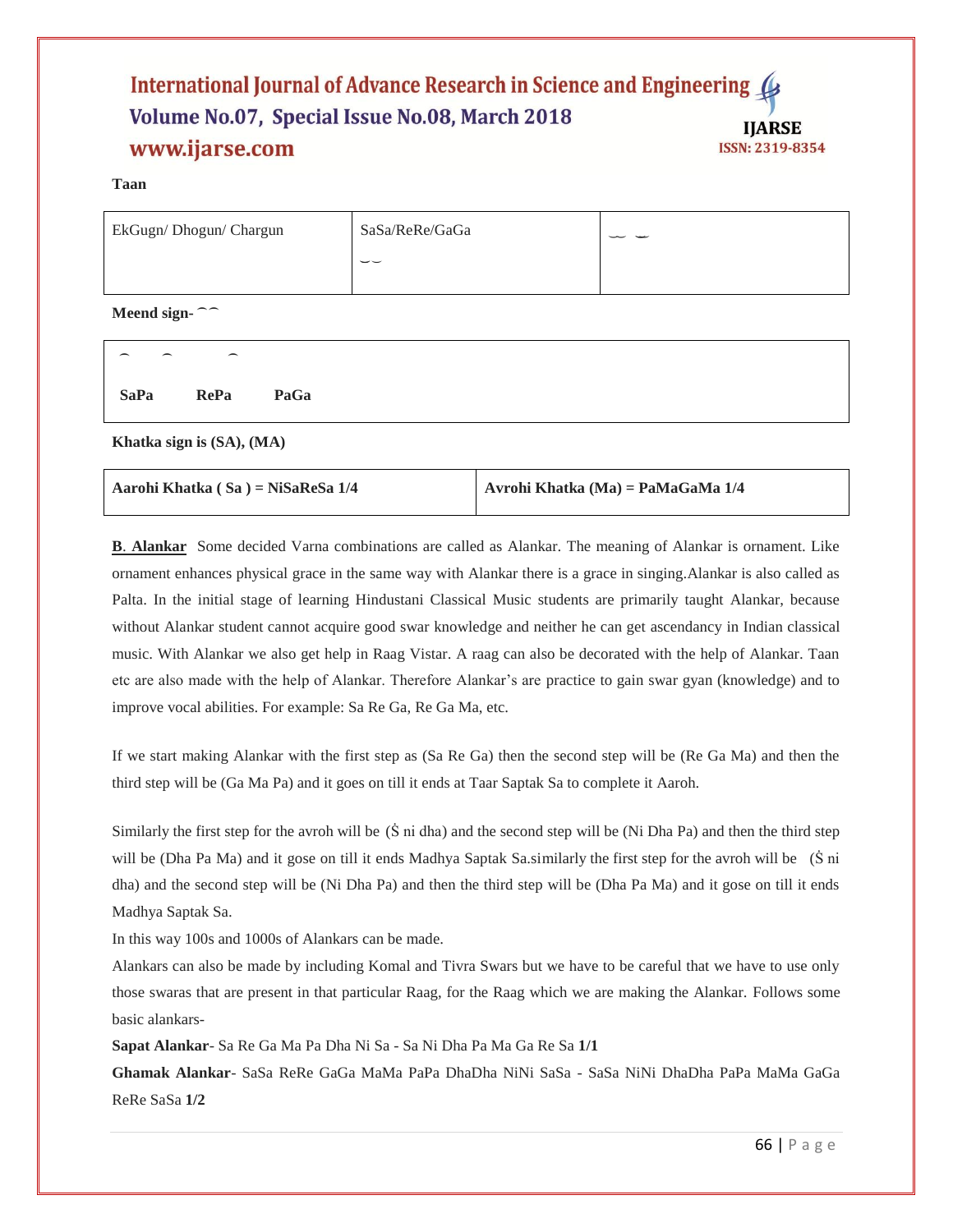**Taan**

| EkGugn/ Dhogun/ Chargun | SaSa/ReRe/GaGa ⌣⌣ | ⌣ ⌣ |
|---|---|---|

**Meend sign-** ⌢⌢

| ⌢ ⌢ ⌢ **SaPa** **RePa** **PaGa** |
|---|

**Khatka sign is (SA), (MA)**

| **Aarohi Khatka ( Sa ) = NiSaReSa 1/4** | **Avrohi Khatka (Ma) = PaMaGaMa 1/4** |
|---|---|

**B. Alankar** Some decided Varna combinations are called as Alankar. The meaning of Alankar is ornament. Like ornament enhances physical grace in the same way with Alankar there is a grace in singing.Alankar is also called as Palta. In the initial stage of learning Hindustani Classical Music students are primarily taught Alankar, because without Alankar student cannot acquire good swar knowledge and neither he can get ascendancy in Indian classical music. With Alankar we also get help in Raag Vistar. A raag can also be decorated with the help of Alankar. Taan etc are also made with the help of Alankar. Therefore Alankar's are practice to gain swar gyan (knowledge) and to improve vocal abilities. For example: Sa Re Ga, Re Ga Ma, etc.

If we start making Alankar with the first step as (Sa Re Ga) then the second step will be (Re Ga Ma) and then the third step will be (Ga Ma Pa) and it goes on till it ends at Taar Saptak Sa to complete it Aaroh.

Similarly the first step for the avroh will be (Ṡ ni dha) and the second step will be (Ni Dha Pa) and then the third step will be (Dha Pa Ma) and it gose on till it ends Madhya Saptak Sa.similarly the first step for the avroh will be (Ṡ ni dha) and the second step will be (Ni Dha Pa) and then the third step will be (Dha Pa Ma) and it gose on till it ends Madhya Saptak Sa.

In this way 100s and 1000s of Alankars can be made.

Alankars can also be made by including Komal and Tivra Swars but we have to be careful that we have to use only those swaras that are present in that particular Raag, for the Raag which we are making the Alankar. Follows some basic alankars-

**Sapat Alankar**- Sa Re Ga Ma Pa Dha Ni Sa - Sa Ni Dha Pa Ma Ga Re Sa **1/1**

**Ghamak Alankar**- SaSa ReRe GaGa MaMa PaPa DhaDha NiNi SaSa - SaSa NiNi DhaDha PaPa MaMa GaGa ReRe SaSa **1/2**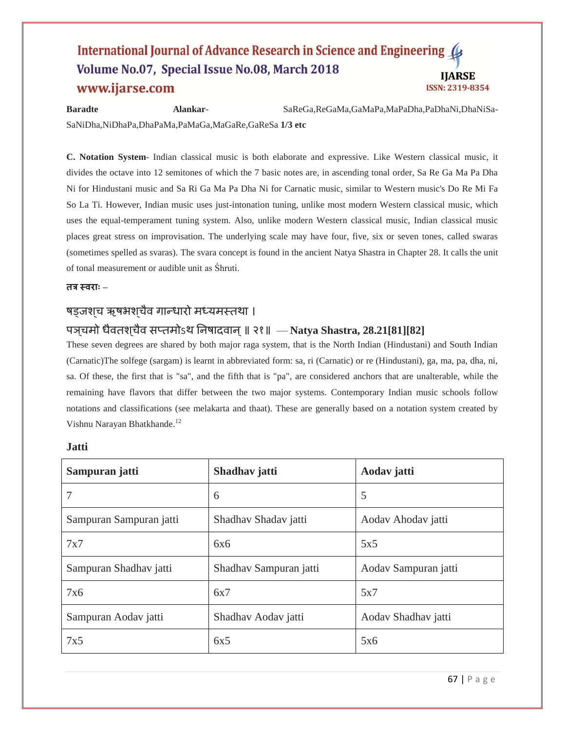**Baradte Alankar**- SaReGa,ReGaMa,GaMaPa,MaPaDha,PaDhaNi,DhaNiSa-SaNiDha,NiDhaPa,DhaPaMa,PaMaGa,MaGaRe,GaReSa **1/3 etc**

**C. Notation System**- Indian classical music is both elaborate and expressive. Like Western classical music, it divides the octave into 12 semitones of which the 7 basic notes are, in ascending tonal order, Sa Re Ga Ma Pa Dha Ni for Hindustani music and Sa Ri Ga Ma Pa Dha Ni for Carnatic music, similar to Western music's Do Re Mi Fa So La Ti. However, Indian music uses just-intonation tuning, unlike most modern Western classical music, which uses the equal-temperament tuning system. Also, unlike modern Western classical music, Indian classical music places great stress on improvisation. The underlying scale may have four, five, six or seven tones, called swaras (sometimes spelled as svaras). The svara concept is found in the ancient Natya Shastra in Chapter 28. It calls the unit of tonal measurement or audible unit as Śhruti.

**तत्र स्वराः** –

षड्जश्च ऋषभश्चैव गान्धारो मध्यमस्तथा ।

पञ्चमो धैवतश्चैव सप्तमोऽथ निषादवान् ॥ २१॥ — **Natya Shastra, 28.21[81][82]**

These seven degrees are shared by both major raga system, that is the North Indian (Hindustani) and South Indian (Carnatic)The solfege (sargam) is learnt in abbreviated form: sa, ri (Carnatic) or re (Hindustani), ga, ma, pa, dha, ni, sa. Of these, the first that is "sa", and the fifth that is "pa", are considered anchors that are unalterable, while the remaining have flavors that differ between the two major systems. Contemporary Indian music schools follow notations and classifications (see melakarta and thaat). These are generally based on a notation system created by Vishnu Narayan Bhatkhande.[12]

**Jatti**

| **Sampuran jatti** | **Shadhav jatti** | **Aodav jatti** |
|---|---|---|
| 7 | 6 | 5 |
| Sampuran Sampuran jatti | Shadhav Shadav jatti | Aodav Ahodav jatti |
| 7x7 | 6x6 | 5x5 |
| Sampuran Shadhav jatti | Shadhav Sampuran jatti | Aodav Sampuran jatti |
| 7x6 | 6x7 | 5x7 |
| Sampuran Aodav jatti | Shadhav Aodav jatti | Aodav Shadhav jatti |
| 7x5 | 6x5 | 5x6 |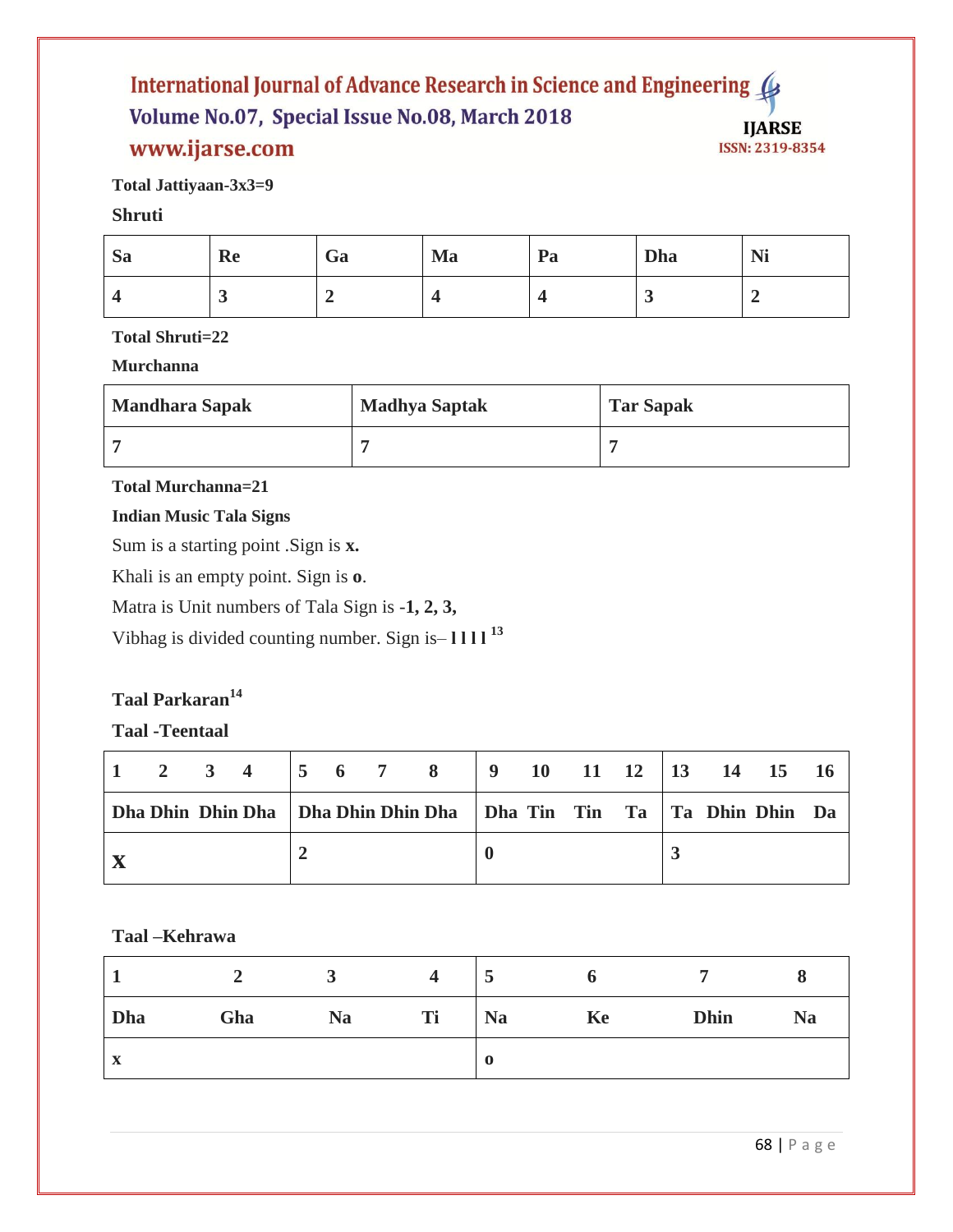**Total Jattiyaan-3x3=9**

**Shruti**

| Sa | Re | Ga | Ma | Pa | Dha | Ni |
|---|---|---|---|---|---|---|
| 4 | 3 | 2 | 4 | 4 | 3 | 2 |

**Total Shruti=22**

**Murchanna**

| Mandhara Sapak | Madhya Saptak | Tar Sapak |
|---|---|---|
| 7 | 7 | 7 |

**Total Murchanna=21**

**Indian Music Tala Signs**

Sum is a starting point .Sign is **x.**

Khali is an empty point. Sign is **o**.

Matra is Unit numbers of Tala Sign is **-1, 2, 3,**

Vibhag is divided counting number. Sign is– **l l l l** [13]

**Taal Parkaran**[14]

**Taal -Teentaal**

| 1 2 3 4 | 5 6 7 8 | 9 10 11 12 | 13 14 15 16 |
|---|---|---|---|
| Dha Dhin Dhin Dha | Dha Dhin Dhin Dha | Dha Tin Tin Ta | Ta Dhin Dhin Da |
| X | 2 | 0 | 3 |

**Taal –Kehrawa**

| 1 | 2 | 3 | 4 | 5 | 6 | 7 | 8 |
|---|---|---|---|---|---|---|---|
| Dha | Gha | Na | Ti | Na | Ke | Dhin | Na |
| x | | | | o | | | |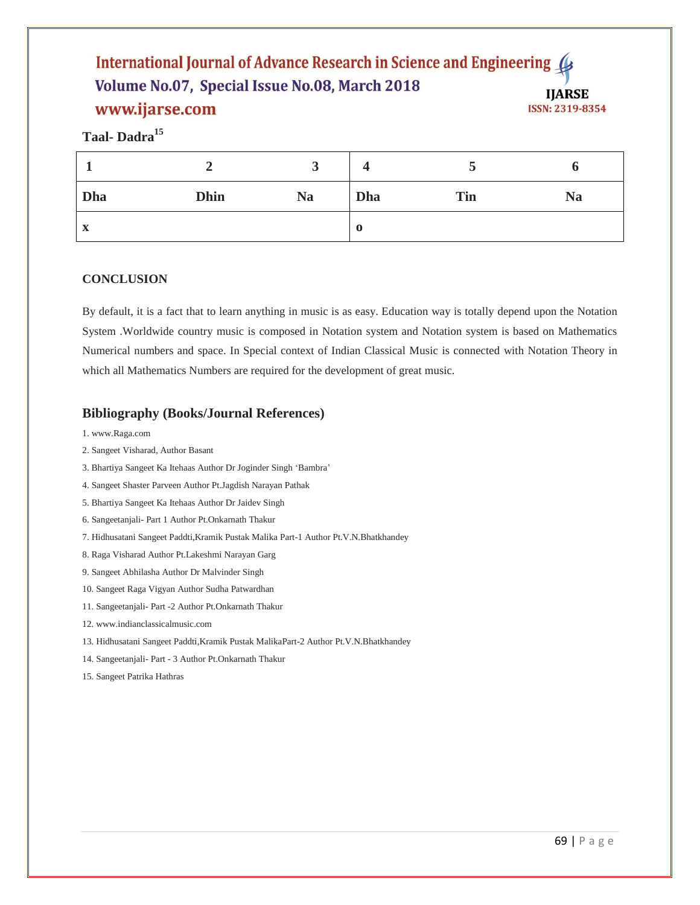**Taal- Dadra[15]**

| 1 | 2 | 3 | 4 | 5 | 6 |
|---|---|---|---|---|---|
| Dha | Dhin | Na | Dha | Tin | Na |
| x | | | o | | |

## CONCLUSION

By default, it is a fact that to learn anything in music is as easy. Education way is totally depend upon the Notation System .Worldwide country music is composed in Notation system and Notation system is based on Mathematics Numerical numbers and space. In Special context of Indian Classical Music is connected with Notation Theory in which all Mathematics Numbers are required for the development of great music.

## Bibliography (Books/Journal References)

1. www.Raga.com
2. Sangeet Visharad, Author Basant
3. Bhartiya Sangeet Ka Itehaas Author Dr Joginder Singh 'Bambra'
4. Sangeet Shaster Parveen Author Pt.Jagdish Narayan Pathak
5. Bhartiya Sangeet Ka Itehaas Author Dr Jaidev Singh
6. Sangeetanjali- Part 1 Author Pt.Onkarnath Thakur
7. Hidhusatani Sangeet Paddti,Kramik Pustak Malika Part-1 Author Pt.V.N.Bhatkhandey
8. Raga Visharad Author Pt.Lakeshmi Narayan Garg
9. Sangeet Abhilasha Author Dr Malvinder Singh
10. Sangeet Raga Vigyan Author Sudha Patwardhan
11. Sangeetanjali- Part -2 Author Pt.Onkarnath Thakur
12. www.indianclassicalmusic.com
13. Hidhusatani Sangeet Paddti,Kramik Pustak MalikaPart-2 Author Pt.V.N.Bhatkhandey
14. Sangeetanjali- Part - 3 Author Pt.Onkarnath Thakur
15. Sangeet Patrika Hathras